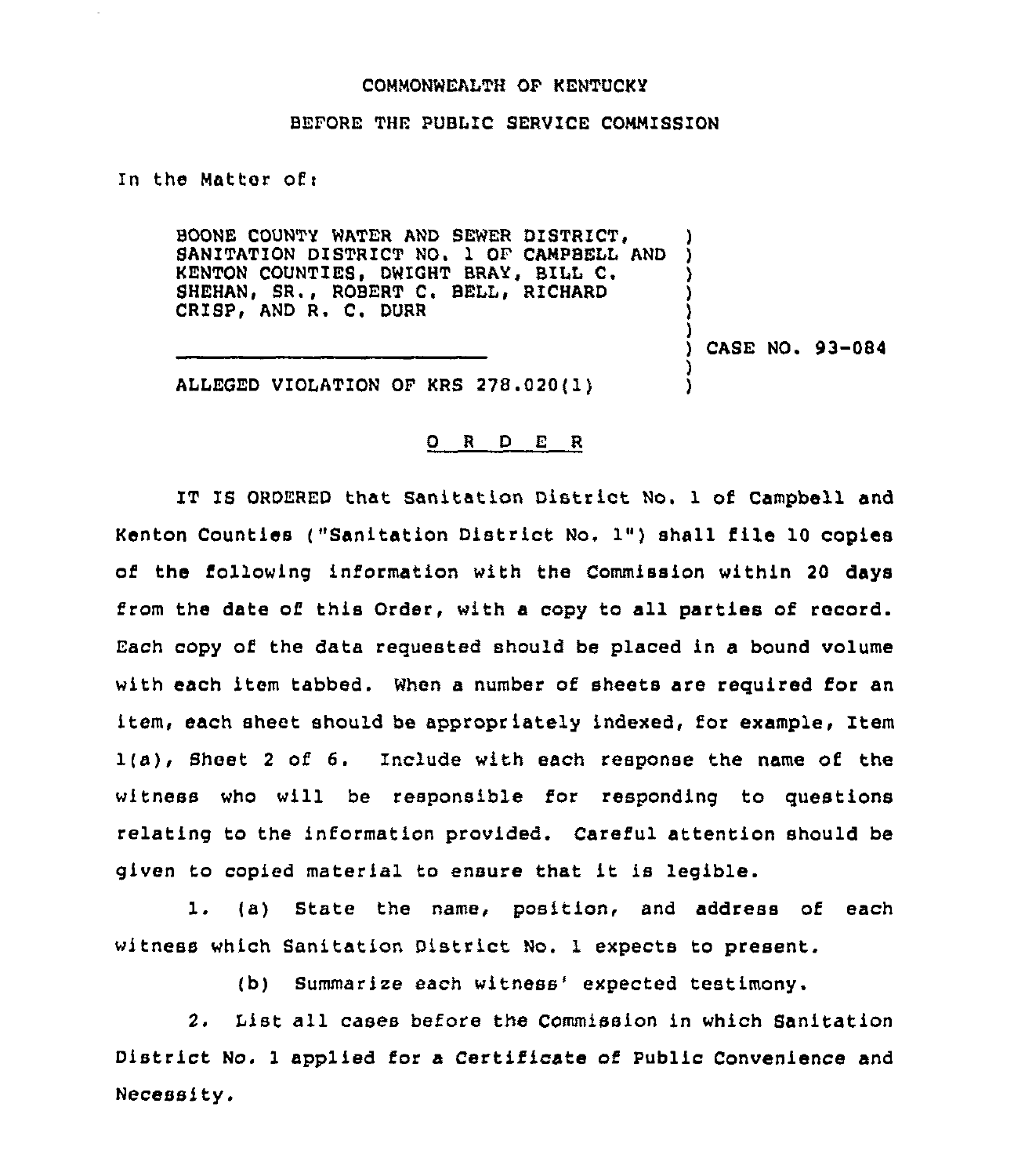COMMONWEALTH OF KENTUCKY

BEFORE THE PUBLIC SERVICE COMMISSION

In the Matter of:

BOONE COUNTY WATER AND SEWER DISTRICT, SANITATION DISTRICT NO. 1 OF CAMPBELL AND KENTON COUNTIES, DWIGHT BRAY, BILL C. SHEHAN, SR., ROBERT C. BELL, RICHARD CRISP, AND R. C. DURR ) CASE NO. 93-084

ALLEGED VIOLATION OF KRS 278.020(1)

# O R D E R

IT IS ORDERED that Sanitation District No. 1 of Campbell and Kenton Counties ("Sanitation District No. 1") shall file 10 copies of the following information with the Commission within 20 days from the date of this Order, with a copy to all parties of record. Each copy of the data requested should be placed in a bound volume with each item tabbed. When a number of sheets are required for an item, each sheet should be appropriately indexed, for example, Item 1(a), Sheet 2 of 6. Include with each response the name of the witness who will be responsible for responding to questions relating to the information provided. Careful attention should be given to copied material to ensure that it is legible.

1. (a) State the name, position, and address of each witness which Sanitation District No. 1 expects to present.

(b) Summarize each witness' expected testimony.

2. List all cases before the Commission in which Sanitation District No. 1 applied for a Certificate of Public Convenience and Necessity.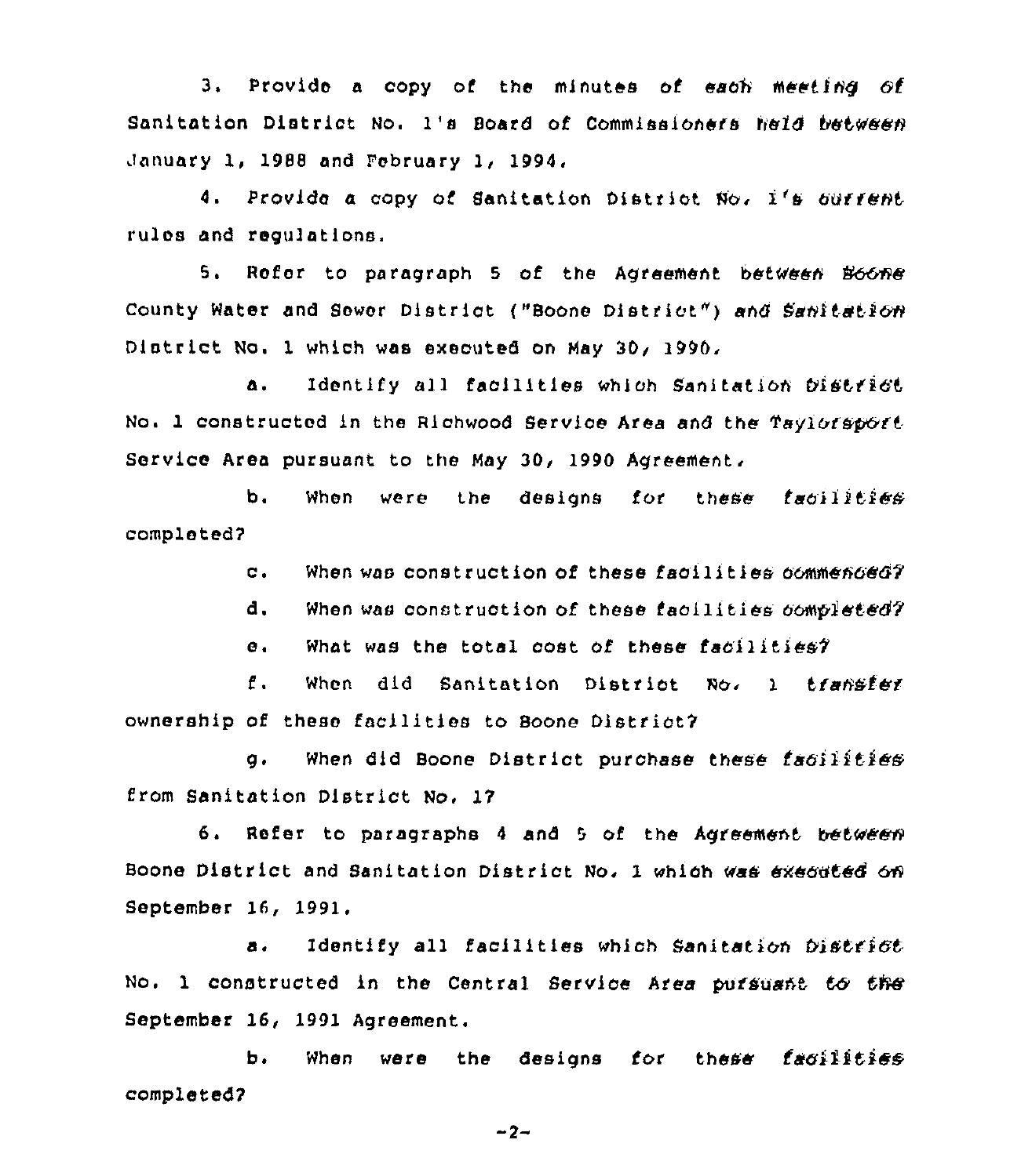3. Provide a copy of the minutes of each meeting of Sanitation District No. 1's Board of Commissioners held between January 1, 1988 and February 1, 1994.

4. Provide a copy of Sanitation District No. 1's current rules and regulations.

5. Refer to paragraph 5 of the Agreement between Boone County Water and Sewer District ("Boone District") and Sanitation District No. 1 which was executed on May 30, 1990.

a. Identify all facilities which Sanitation District No. 1 constructed in the Richwood Service Area and the Taylorsport Service Area pursuant to the May 30, 1990 Agreement.

b. When were the designs for these facilities completed?

c. When was construction of these facilities commenced?

d. When was construction of these facilities completed?

e. What was the total cost of these facilities?

f. When did Sanitation District No. 1 transfer ownership of these facilities to Boone District?

g. When did Boone District purchase these facilities from Sanitation District No. 1?

6. Refer to paragraphs 4 and 5 of the Agreement between Boone District and Sanitation District No. 1 which was executed on September 16, 1991.

a. Identify all facilities which Sanitation District No. 1 constructed in the Central Service Area pursuant to the September 16, 1991 Agreement.

b. When were the designs for these facilities completed?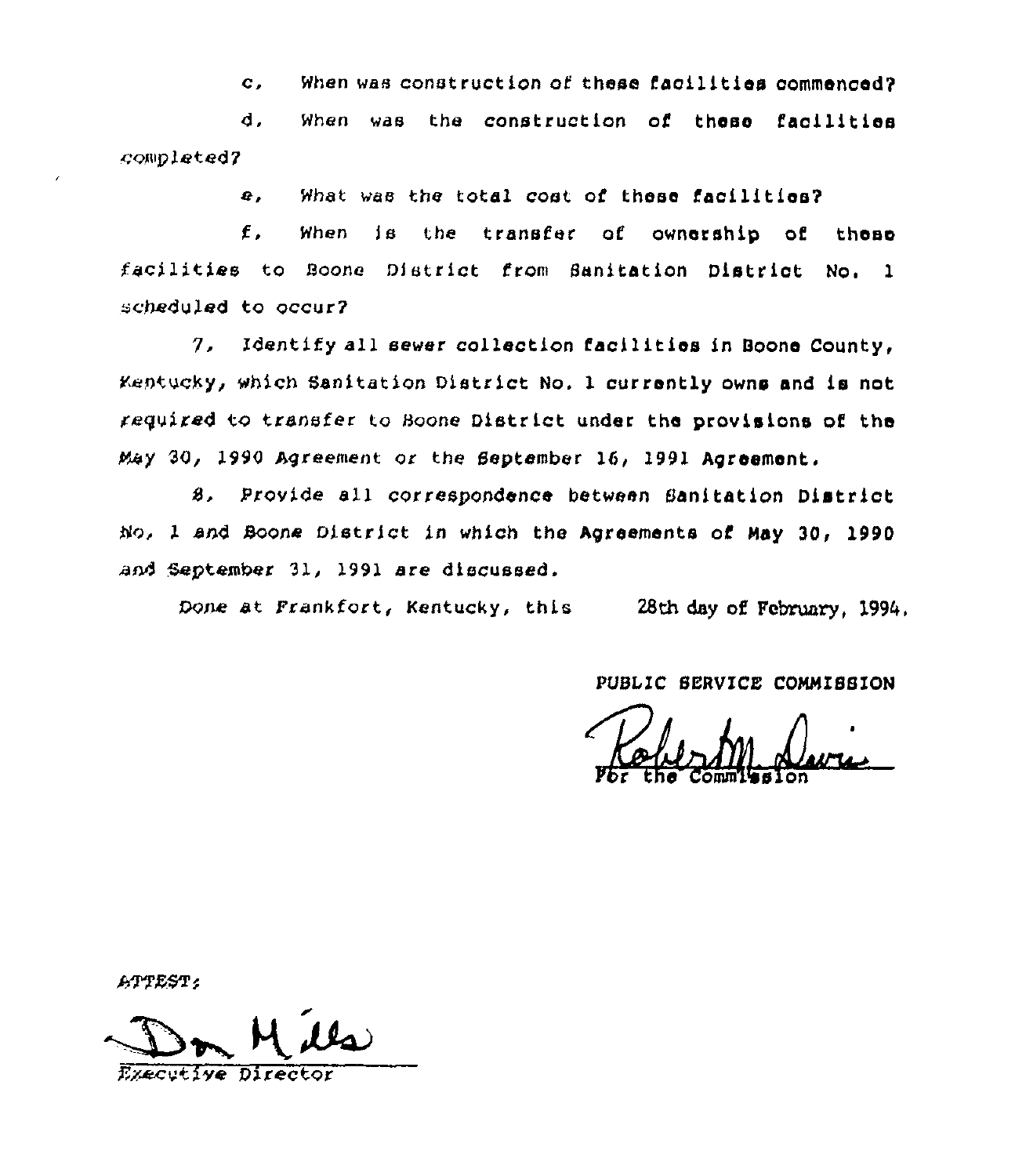c. When was construction of these facilities commenced?

d. When was the construction of these facilities completed?

e. What was the total cost of these facilities?

f. When is the transfer of ownership of these facilities to Boone District from Sanitation District No. 1 scheduled to occur?

7. Identify all sewer collection facilities in Boone County, Kentucky, which Sanitation District No. 1 currently owns and is not required to transfer to Boone District under the provisions of the May 30, 1990 Agreement or the September 16, 1991 Agreement.

8. Provide all correspondence between Sanitation District No. 1 and Boone District in which the Agreements of May 30, 1990 and September 31, 1991 are discussed.

Done at Frankfort, Kentucky, this 28th day of February, 1994.

PUBLIC SERVICE COMMISSION

For the Commission

ATTEST:

Executive Director